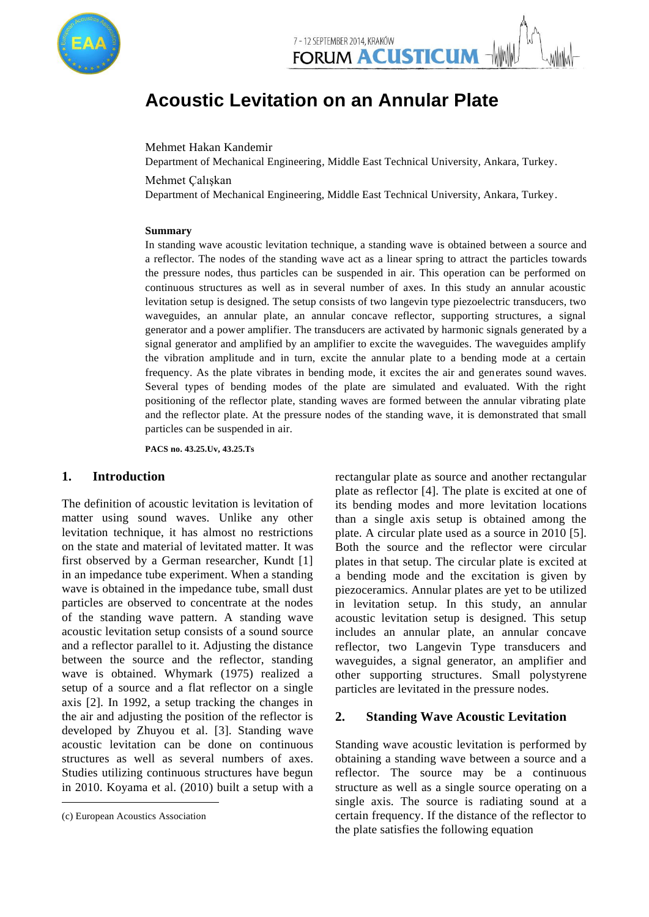# Acoustic Levitation on an Annular Plate

Mehmet Hakan Kandemir
Department of Mechanical Engineering, Middle East Technical University, Ankara, Turkey.

Mehmet Çalışkan
Department of Mechanical Engineering, Middle East Technical University, Ankara, Turkey.

**Summary**

In standing wave acoustic levitation technique, a standing wave is obtained between a source and a reflector. The nodes of the standing wave act as a linear spring to attract the particles towards the pressure nodes, thus particles can be suspended in air. This operation can be performed on continuous structures as well as in several number of axes. In this study an annular acoustic levitation setup is designed. The setup consists of two langevin type piezoelectric transducers, two waveguides, an annular plate, an annular concave reflector, supporting structures, a signal generator and a power amplifier. The transducers are activated by harmonic signals generated by a signal generator and amplified by an amplifier to excite the waveguides. The waveguides amplify the vibration amplitude and in turn, excite the annular plate to a bending mode at a certain frequency. As the plate vibrates in bending mode, it excites the air and generates sound waves. Several types of bending modes of the plate are simulated and evaluated. With the right positioning of the reflector plate, standing waves are formed between the annular vibrating plate and the reflector plate. At the pressure nodes of the standing wave, it is demonstrated that small particles can be suspended in air.

**PACS no. 43.25.Uv, 43.25.Ts**

## 1. Introduction

The definition of acoustic levitation is levitation of matter using sound waves. Unlike any other levitation technique, it has almost no restrictions on the state and material of levitated matter. It was first observed by a German researcher, Kundt [1] in an impedance tube experiment. When a standing wave is obtained in the impedance tube, small dust particles are observed to concentrate at the nodes of the standing wave pattern. A standing wave acoustic levitation setup consists of a sound source and a reflector parallel to it. Adjusting the distance between the source and the reflector, standing wave is obtained. Whymark (1975) realized a setup of a source and a flat reflector on a single axis [2]. In 1992, a setup tracking the changes in the air and adjusting the position of the reflector is developed by Zhuyou et al. [3]. Standing wave acoustic levitation can be done on continuous structures as well as several numbers of axes. Studies utilizing continuous structures have begun in 2010. Koyama et al. (2010) built a setup with a rectangular plate as source and another rectangular plate as reflector [4]. The plate is excited at one of its bending modes and more levitation locations than a single axis setup is obtained among the plate. A circular plate used as a source in 2010 [5]. Both the source and the reflector were circular plates in that setup. The circular plate is excited at a bending mode and the excitation is given by piezoceramics. Annular plates are yet to be utilized in levitation setup. In this study, an annular acoustic levitation setup is designed. This setup includes an annular plate, an annular concave reflector, two Langevin Type transducers and waveguides, a signal generator, an amplifier and other supporting structures. Small polystyrene particles are levitated in the pressure nodes.

## 2. Standing Wave Acoustic Levitation

Standing wave acoustic levitation is performed by obtaining a standing wave between a source and a reflector. The source may be a continuous structure as well as a single source operating on a single axis. The source is radiating sound at a certain frequency. If the distance of the reflector to the plate satisfies the following equation

(c) European Acoustics Association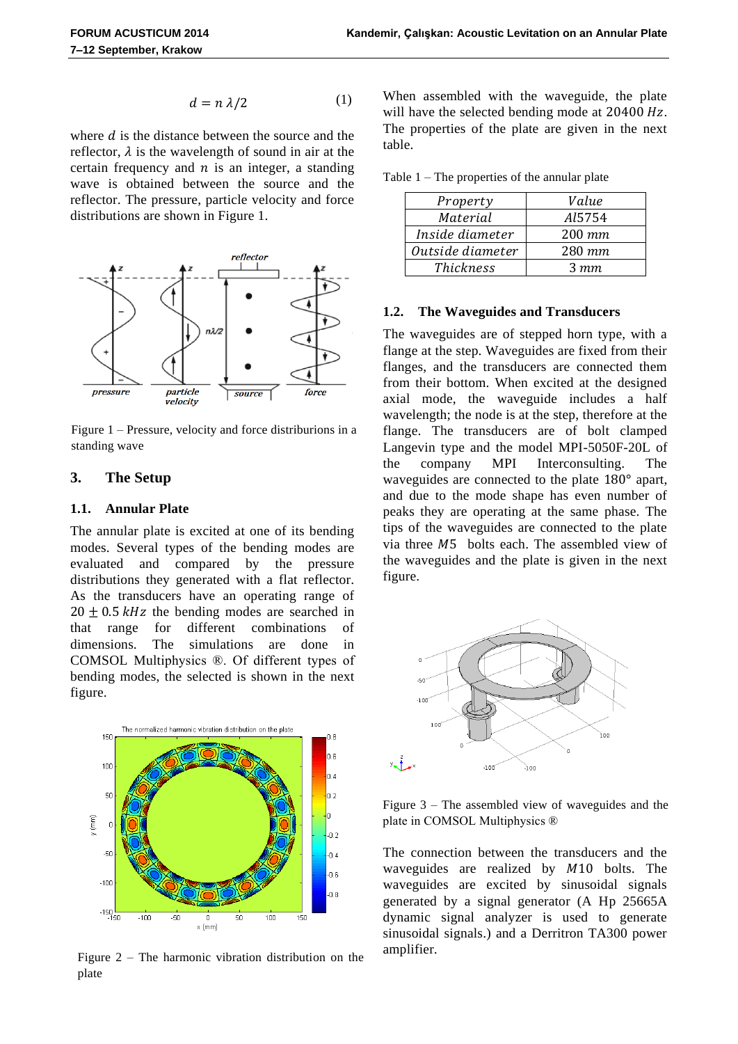$$d = n\,\lambda/2 \tag{1}$$

where $d$ is the distance between the source and the reflector, $\lambda$ is the wavelength of sound in air at the certain frequency and $n$ is an integer, a standing wave is obtained between the source and the reflector. The pressure, particle velocity and force distributions are shown in Figure 1.

Figure 1 – Pressure, velocity and force distriburions in a standing wave

## 3. The Setup

### 1.1. Annular Plate

The annular plate is excited at one of its bending modes. Several types of the bending modes are evaluated and compared by the pressure distributions they generated with a flat reflector. As the transducers have an operating range of $20 \pm 0.5\,kHz$ the bending modes are searched in that range for different combinations of dimensions. The simulations are done in COMSOL Multiphysics ®. Of different types of bending modes, the selected is shown in the next figure.

Figure 2 – The harmonic vibration distribution on the plate

When assembled with the waveguide, the plate will have the selected bending mode at $20400\,Hz$. The properties of the plate are given in the next table.

Table 1 – The properties of the annular plate

| *Property* | *Value* |
|---|---|
| *Material* | *Al*5754 |
| *Inside diameter* | 200 *mm* |
| *Outside diameter* | 280 *mm* |
| *Thickness* | 3 *mm* |

### 1.2. The Waveguides and Transducers

The waveguides are of stepped horn type, with a flange at the step. Waveguides are fixed from their flanges, and the transducers are connected them from their bottom. When excited at the designed axial mode, the waveguide includes a half wavelength; the node is at the step, therefore at the flange. The transducers are of bolt clamped Langevin type and the model MPI-5050F-20L of the company MPI Interconsulting. The waveguides are connected to the plate 180° apart, and due to the mode shape has even number of peaks they are operating at the same phase. The tips of the waveguides are connected to the plate via three $M5$ bolts each. The assembled view of the waveguides and the plate is given in the next figure.

Figure 3 – The assembled view of waveguides and the plate in COMSOL Multiphysics ®

The connection between the transducers and the waveguides are realized by $M10$ bolts. The waveguides are excited by sinusoidal signals generated by a signal generator (A Hp 25665A dynamic signal analyzer is used to generate sinusoidal signals.) and a Derritron TA300 power amplifier.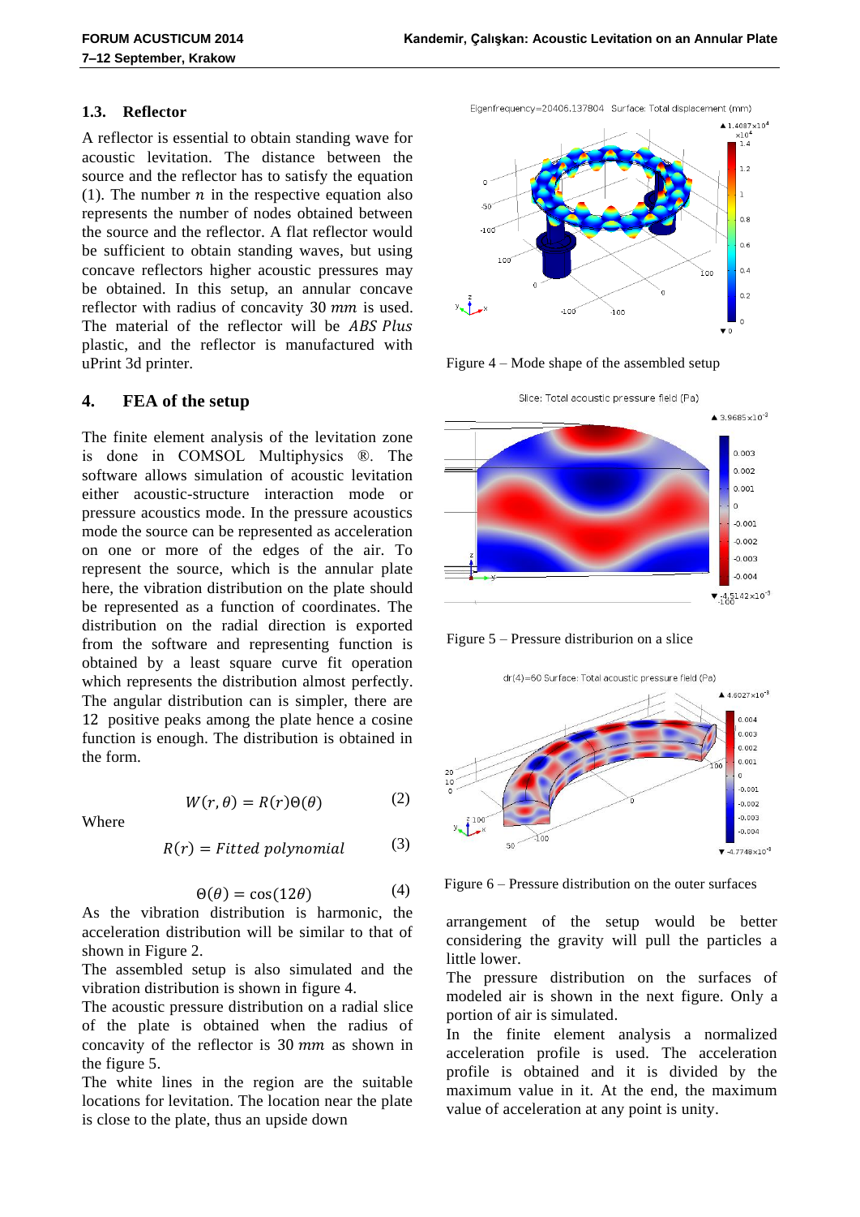### 1.3. Reflector

A reflector is essential to obtain standing wave for acoustic levitation. The distance between the source and the reflector has to satisfy the equation (1). The number $n$ in the respective equation also represents the number of nodes obtained between the source and the reflector. A flat reflector would be sufficient to obtain standing waves, but using concave reflectors higher acoustic pressures may be obtained. In this setup, an annular concave reflector with radius of concavity 30 $mm$ is used. The material of the reflector will be *ABS Plus* plastic, and the reflector is manufactured with uPrint 3d printer.

## 4. FEA of the setup

The finite element analysis of the levitation zone is done in COMSOL Multiphysics ®. The software allows simulation of acoustic levitation either acoustic-structure interaction mode or pressure acoustics mode. In the pressure acoustics mode the source can be represented as acceleration on one or more of the edges of the air. To represent the source, which is the annular plate here, the vibration distribution on the plate should be represented as a function of coordinates. The distribution on the radial direction is exported from the software and representing function is obtained by a least square curve fit operation which represents the distribution almost perfectly. The angular distribution can is simpler, there are 12 positive peaks among the plate hence a cosine function is enough. The distribution is obtained in the form.

$$W(r,\theta) = R(r)\Theta(\theta) \tag{2}$$

Where

$$R(r) = Fitted\ polynomial \tag{3}$$

$$\Theta(\theta) = \cos(12\theta) \tag{4}$$

As the vibration distribution is harmonic, the acceleration distribution will be similar to that of shown in Figure 2.

The assembled setup is also simulated and the vibration distribution is shown in figure 4.

The acoustic pressure distribution on a radial slice of the plate is obtained when the radius of concavity of the reflector is 30 $mm$ as shown in the figure 5.

The white lines in the region are the suitable locations for levitation. The location near the plate is close to the plate, thus an upside down arrangement of the setup would be better considering the gravity will pull the particles a little lower.

Figure 4 – Mode shape of the assembled setup

Figure 5 – Pressure distriburion on a slice

Figure 6 – Pressure distribution on the outer surfaces

The pressure distribution on the surfaces of modeled air is shown in the next figure. Only a portion of air is simulated.

In the finite element analysis a normalized acceleration profile is used. The acceleration profile is obtained and it is divided by the maximum value in it. At the end, the maximum value of acceleration at any point is unity.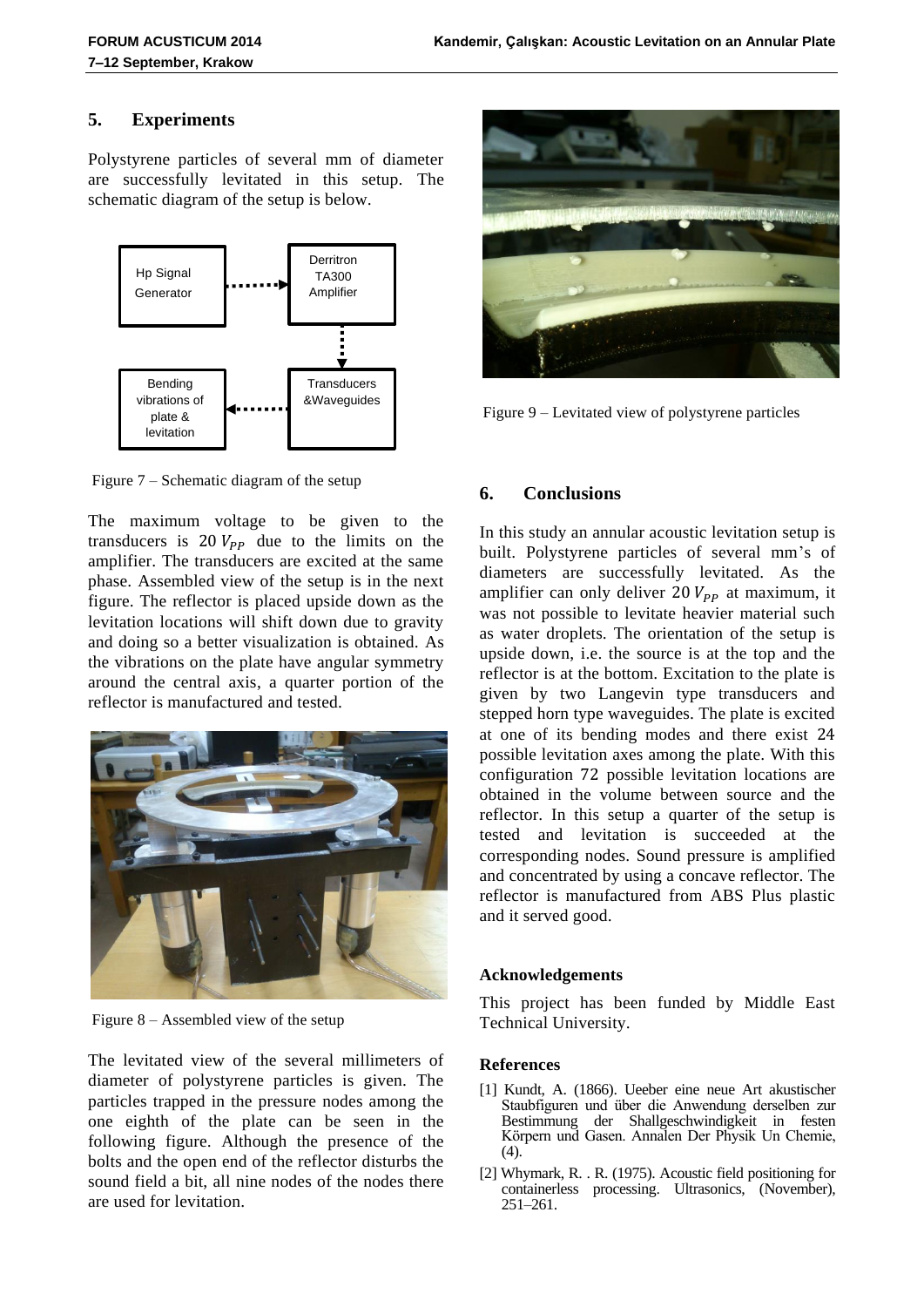## 5. Experiments

Polystyrene particles of several mm of diameter are successfully levitated in this setup. The schematic diagram of the setup is below.

Figure 7 – Schematic diagram of the setup

The maximum voltage to be given to the transducers is $20\,V_{PP}$ due to the limits on the amplifier. The transducers are excited at the same phase. Assembled view of the setup is in the next figure. The reflector is placed upside down as the levitation locations will shift down due to gravity and doing so a better visualization is obtained. As the vibrations on the plate have angular symmetry around the central axis, a quarter portion of the reflector is manufactured and tested.

Figure 8 – Assembled view of the setup

The levitated view of the several millimeters of diameter of polystyrene particles is given. The particles trapped in the pressure nodes among the one eighth of the plate can be seen in the following figure. Although the presence of the bolts and the open end of the reflector disturbs the sound field a bit, all nine nodes of the nodes there are used for levitation.

Figure 9 – Levitated view of polystyrene particles

## 6. Conclusions

In this study an annular acoustic levitation setup is built. Polystyrene particles of several mm's of diameters are successfully levitated. As the amplifier can only deliver $20\,V_{PP}$ at maximum, it was not possible to levitate heavier material such as water droplets. The orientation of the setup is upside down, i.e. the source is at the top and the reflector is at the bottom. Excitation to the plate is given by two Langevin type transducers and stepped horn type waveguides. The plate is excited at one of its bending modes and there exist 24 possible levitation axes among the plate. With this configuration 72 possible levitation locations are obtained in the volume between source and the reflector. In this setup a quarter of the setup is tested and levitation is succeeded at the corresponding nodes. Sound pressure is amplified and concentrated by using a concave reflector. The reflector is manufactured from ABS Plus plastic and it served good.

### Acknowledgements

This project has been funded by Middle East Technical University.

### References

[1] Kundt, A. (1866). Ueeber eine neue Art akustischer Staubfiguren und über die Anwendung derselben zur Bestimmung der Shallgeschwindigkeit in festen Körpern und Gasen. Annalen Der Physik Un Chemie, (4).

[2] Whymark, R. . R. (1975). Acoustic field positioning for containerless processing. Ultrasonics, (November), 251–261.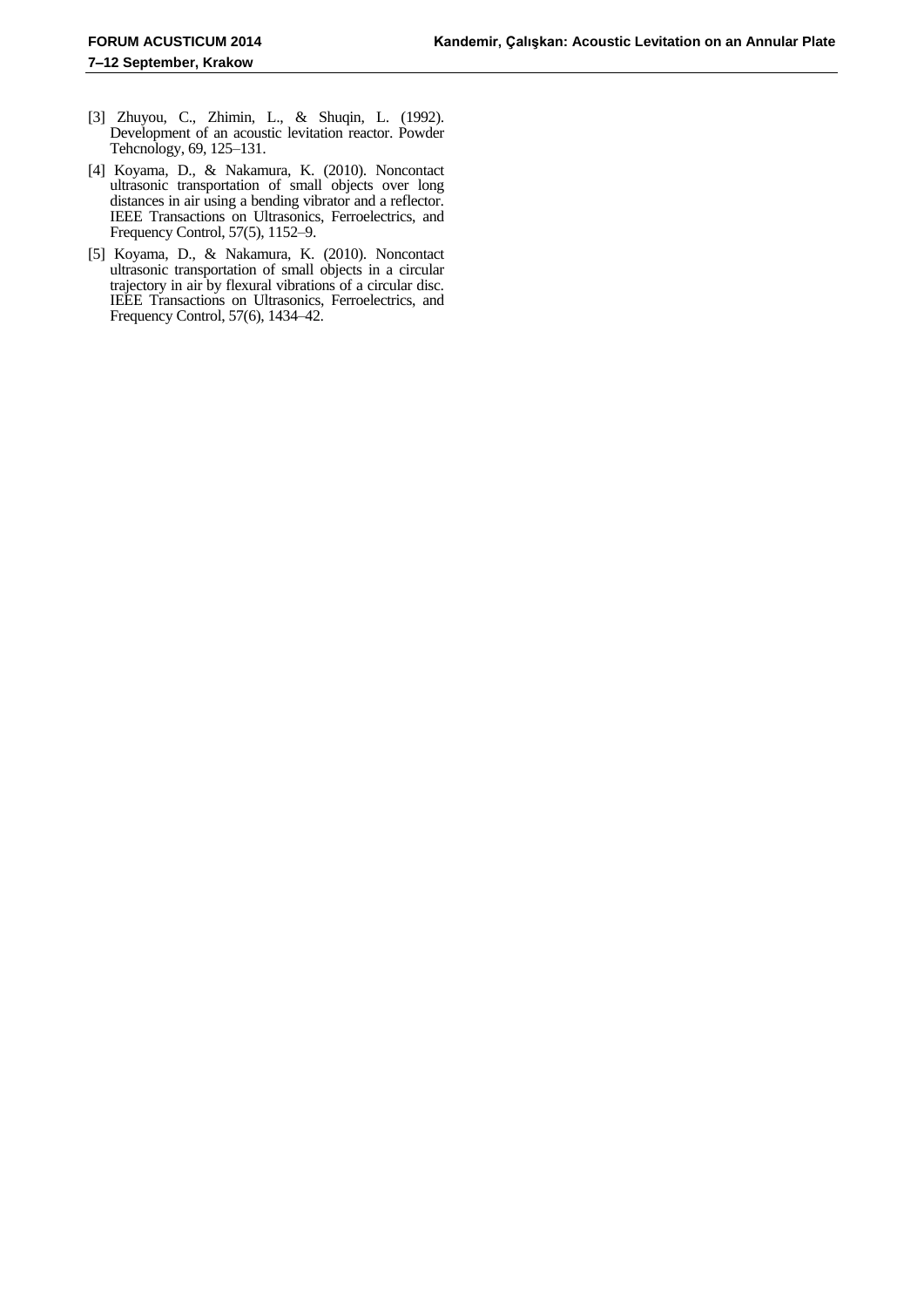[3] Zhuyou, C., Zhimin, L., & Shuqin, L. (1992). Development of an acoustic levitation reactor. Powder Tehcnology, 69, 125–131.

[4] Koyama, D., & Nakamura, K. (2010). Noncontact ultrasonic transportation of small objects over long distances in air using a bending vibrator and a reflector. IEEE Transactions on Ultrasonics, Ferroelectrics, and Frequency Control, 57(5), 1152–9.

[5] Koyama, D., & Nakamura, K. (2010). Noncontact ultrasonic transportation of small objects in a circular trajectory in air by flexural vibrations of a circular disc. IEEE Transactions on Ultrasonics, Ferroelectrics, and Frequency Control, 57(6), 1434–42.